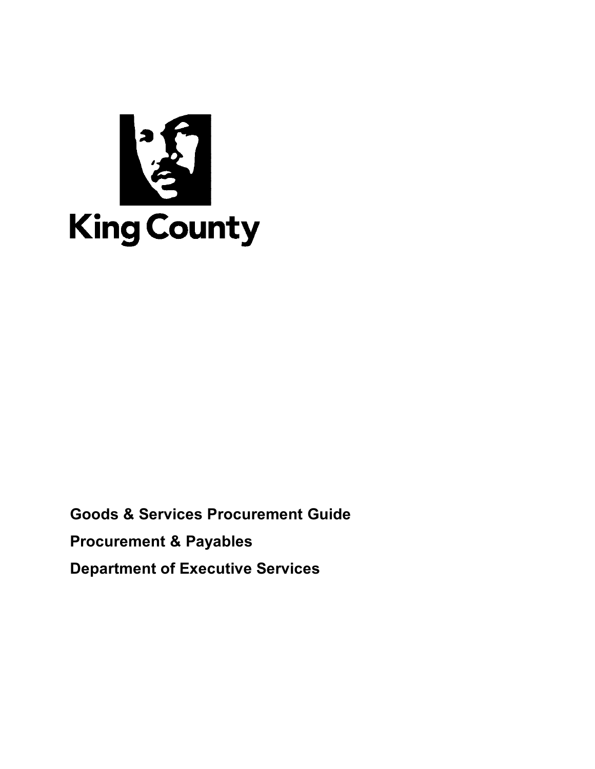King County

**Goods & Services Procurement Guide**

**Procurement & Payables**

**Department of Executive Services**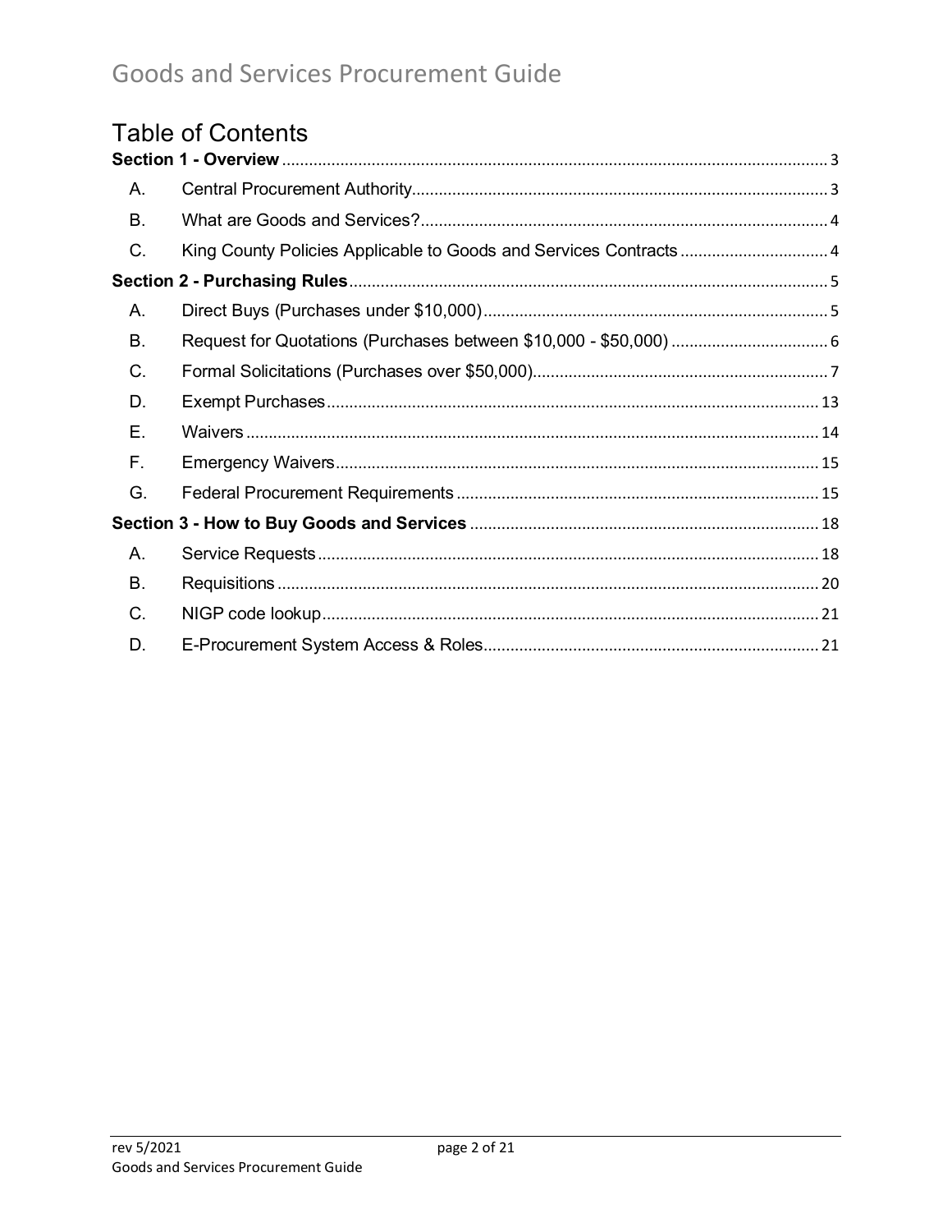# Table of Contents

**Section 1 - Overview** ........ 3

- A. Central Procurement Authority ........ 3
- B. What are Goods and Services? ........ 4
- C. King County Policies Applicable to Goods and Services Contracts ........ 4

**Section 2 - Purchasing Rules** ........ 5

- A. Direct Buys (Purchases under $10,000) ........ 5
- B. Request for Quotations (Purchases between $10,000 - $50,000) ........ 6
- C. Formal Solicitations (Purchases over $50,000) ........ 7
- D. Exempt Purchases ........ 13
- E. Waivers ........ 14
- F. Emergency Waivers ........ 15
- G. Federal Procurement Requirements ........ 15

**Section 3 - How to Buy Goods and Services** ........ 18

- A. Service Requests ........ 18
- B. Requisitions ........ 20
- C. NIGP code lookup ........ 21
- D. E-Procurement System Access & Roles ........ 21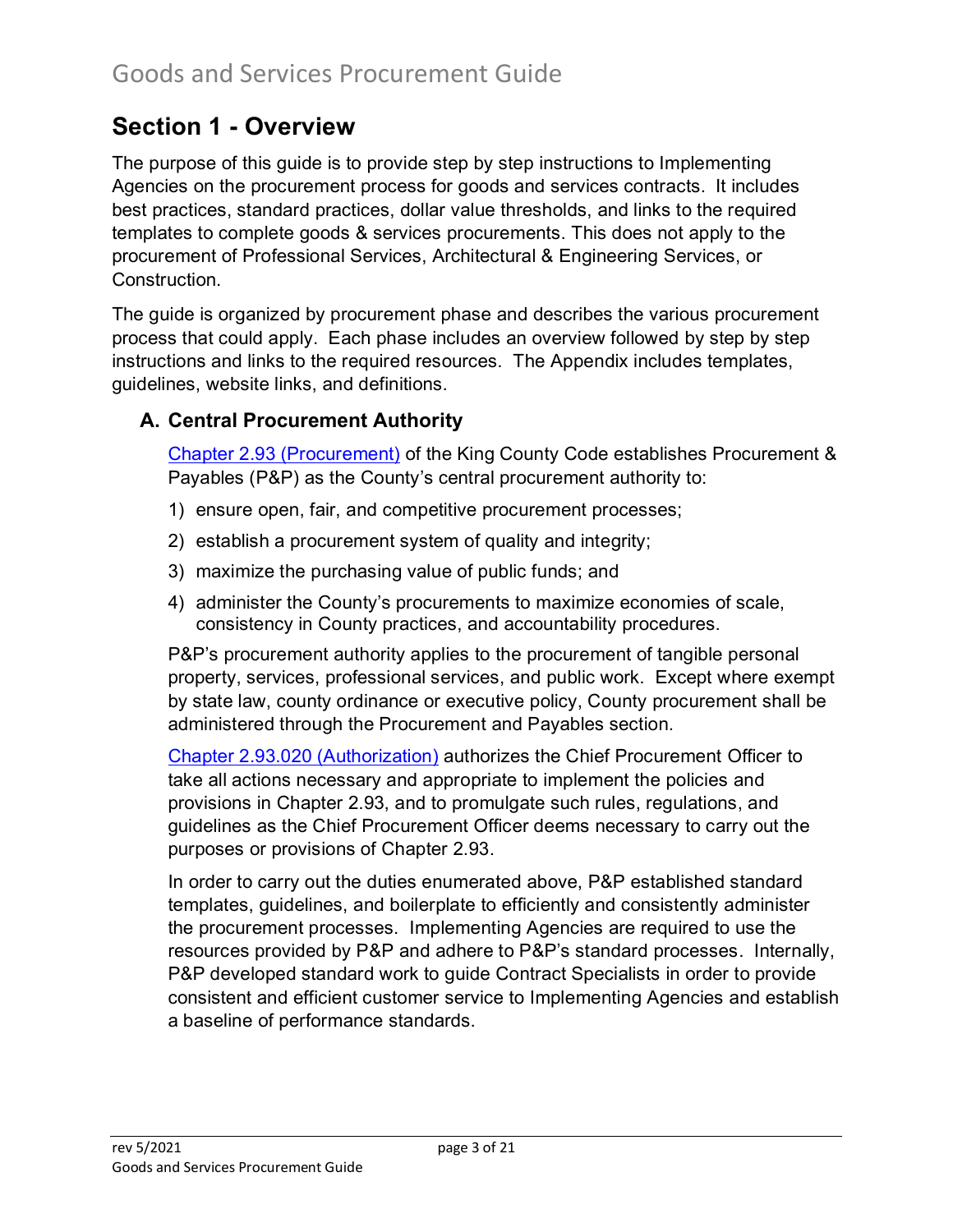## Section 1 - Overview

The purpose of this guide is to provide step by step instructions to Implementing Agencies on the procurement process for goods and services contracts. It includes best practices, standard practices, dollar value thresholds, and links to the required templates to complete goods & services procurements. This does not apply to the procurement of Professional Services, Architectural & Engineering Services, or Construction.

The guide is organized by procurement phase and describes the various procurement process that could apply. Each phase includes an overview followed by step by step instructions and links to the required resources. The Appendix includes templates, guidelines, website links, and definitions.

### A. Central Procurement Authority

Chapter 2.93 (Procurement) of the King County Code establishes Procurement & Payables (P&P) as the County's central procurement authority to:

1) ensure open, fair, and competitive procurement processes;
2) establish a procurement system of quality and integrity;
3) maximize the purchasing value of public funds; and
4) administer the County's procurements to maximize economies of scale, consistency in County practices, and accountability procedures.

P&P's procurement authority applies to the procurement of tangible personal property, services, professional services, and public work. Except where exempt by state law, county ordinance or executive policy, County procurement shall be administered through the Procurement and Payables section.

Chapter 2.93.020 (Authorization) authorizes the Chief Procurement Officer to take all actions necessary and appropriate to implement the policies and provisions in Chapter 2.93, and to promulgate such rules, regulations, and guidelines as the Chief Procurement Officer deems necessary to carry out the purposes or provisions of Chapter 2.93.

In order to carry out the duties enumerated above, P&P established standard templates, guidelines, and boilerplate to efficiently and consistently administer the procurement processes. Implementing Agencies are required to use the resources provided by P&P and adhere to P&P's standard processes. Internally, P&P developed standard work to guide Contract Specialists in order to provide consistent and efficient customer service to Implementing Agencies and establish a baseline of performance standards.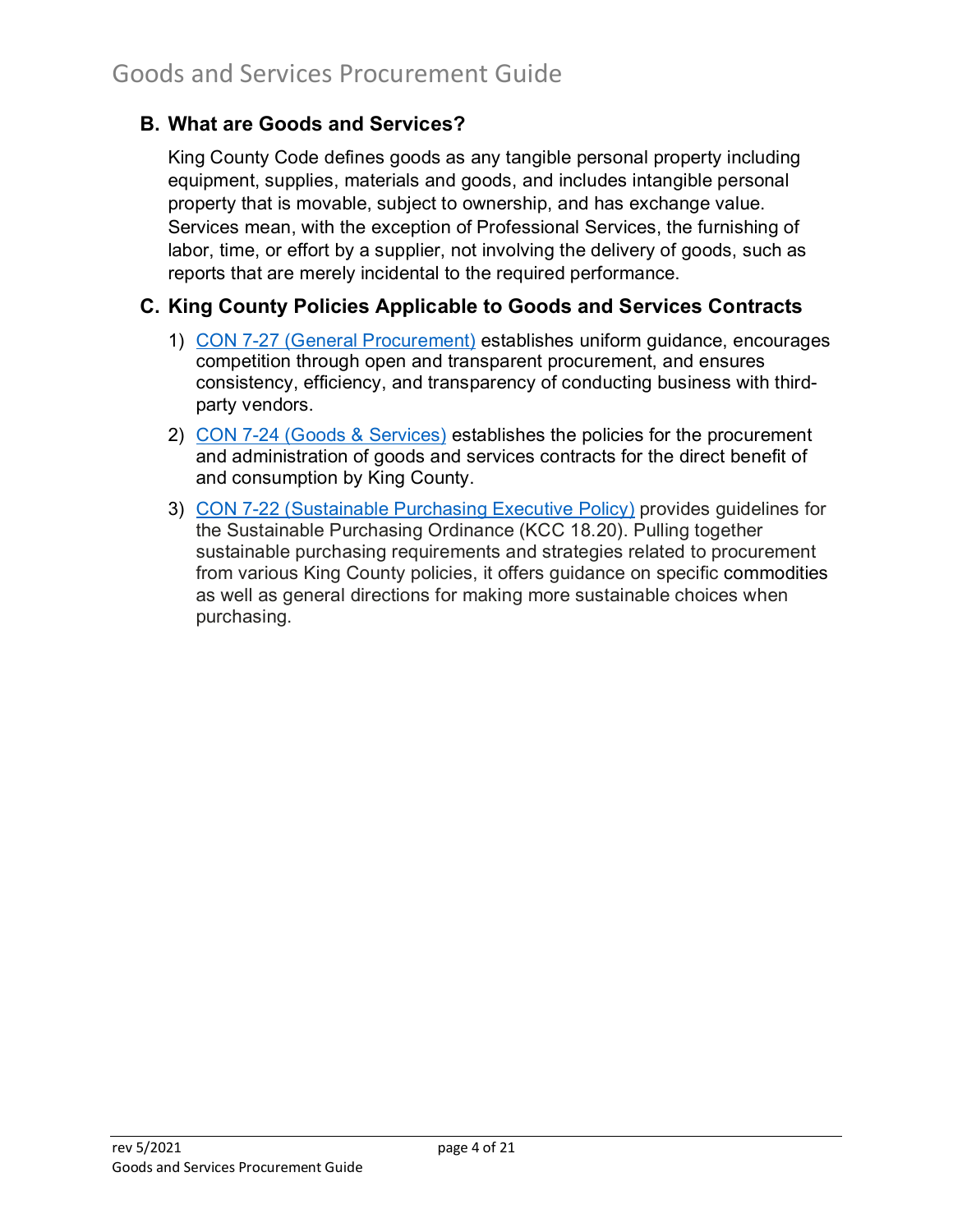## B. What are Goods and Services?

King County Code defines goods as any tangible personal property including equipment, supplies, materials and goods, and includes intangible personal property that is movable, subject to ownership, and has exchange value. Services mean, with the exception of Professional Services, the furnishing of labor, time, or effort by a supplier, not involving the delivery of goods, such as reports that are merely incidental to the required performance.

## C. King County Policies Applicable to Goods and Services Contracts

1) CON 7-27 (General Procurement) establishes uniform guidance, encourages competition through open and transparent procurement, and ensures consistency, efficiency, and transparency of conducting business with third-party vendors.

2) CON 7-24 (Goods & Services) establishes the policies for the procurement and administration of goods and services contracts for the direct benefit of and consumption by King County.

3) CON 7-22 (Sustainable Purchasing Executive Policy) provides guidelines for the Sustainable Purchasing Ordinance (KCC 18.20). Pulling together sustainable purchasing requirements and strategies related to procurement from various King County policies, it offers guidance on specific commodities as well as general directions for making more sustainable choices when purchasing.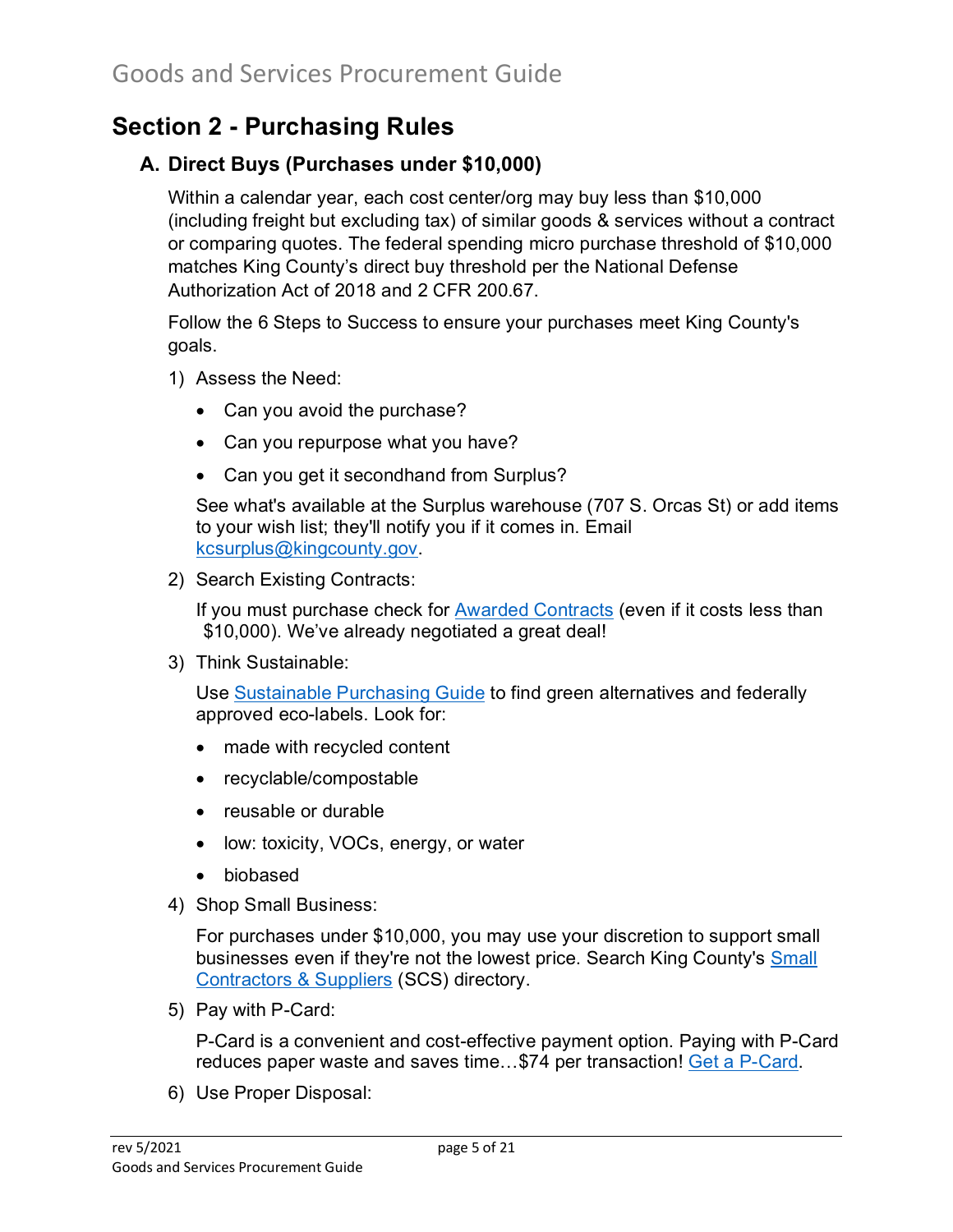## Section 2 - Purchasing Rules

### A. Direct Buys (Purchases under $10,000)

Within a calendar year, each cost center/org may buy less than $10,000 (including freight but excluding tax) of similar goods & services without a contract or comparing quotes. The federal spending micro purchase threshold of $10,000 matches King County's direct buy threshold per the National Defense Authorization Act of 2018 and 2 CFR 200.67.

Follow the 6 Steps to Success to ensure your purchases meet King County's goals.

1) Assess the Need:
    - Can you avoid the purchase?
    - Can you repurpose what you have?
    - Can you get it secondhand from Surplus?

    See what's available at the Surplus warehouse (707 S. Orcas St) or add items to your wish list; they'll notify you if it comes in. Email kcsurplus@kingcounty.gov.

2) Search Existing Contracts:

    If you must purchase check for Awarded Contracts (even if it costs less than $10,000). We've already negotiated a great deal!

3) Think Sustainable:

    Use Sustainable Purchasing Guide to find green alternatives and federally approved eco-labels. Look for:
    - made with recycled content
    - recyclable/compostable
    - reusable or durable
    - low: toxicity, VOCs, energy, or water
    - biobased

4) Shop Small Business:

    For purchases under $10,000, you may use your discretion to support small businesses even if they're not the lowest price. Search King County's Small Contractors & Suppliers (SCS) directory.

5) Pay with P-Card:

    P-Card is a convenient and cost-effective payment option. Paying with P-Card reduces paper waste and saves time…$74 per transaction! Get a P-Card.

6) Use Proper Disposal: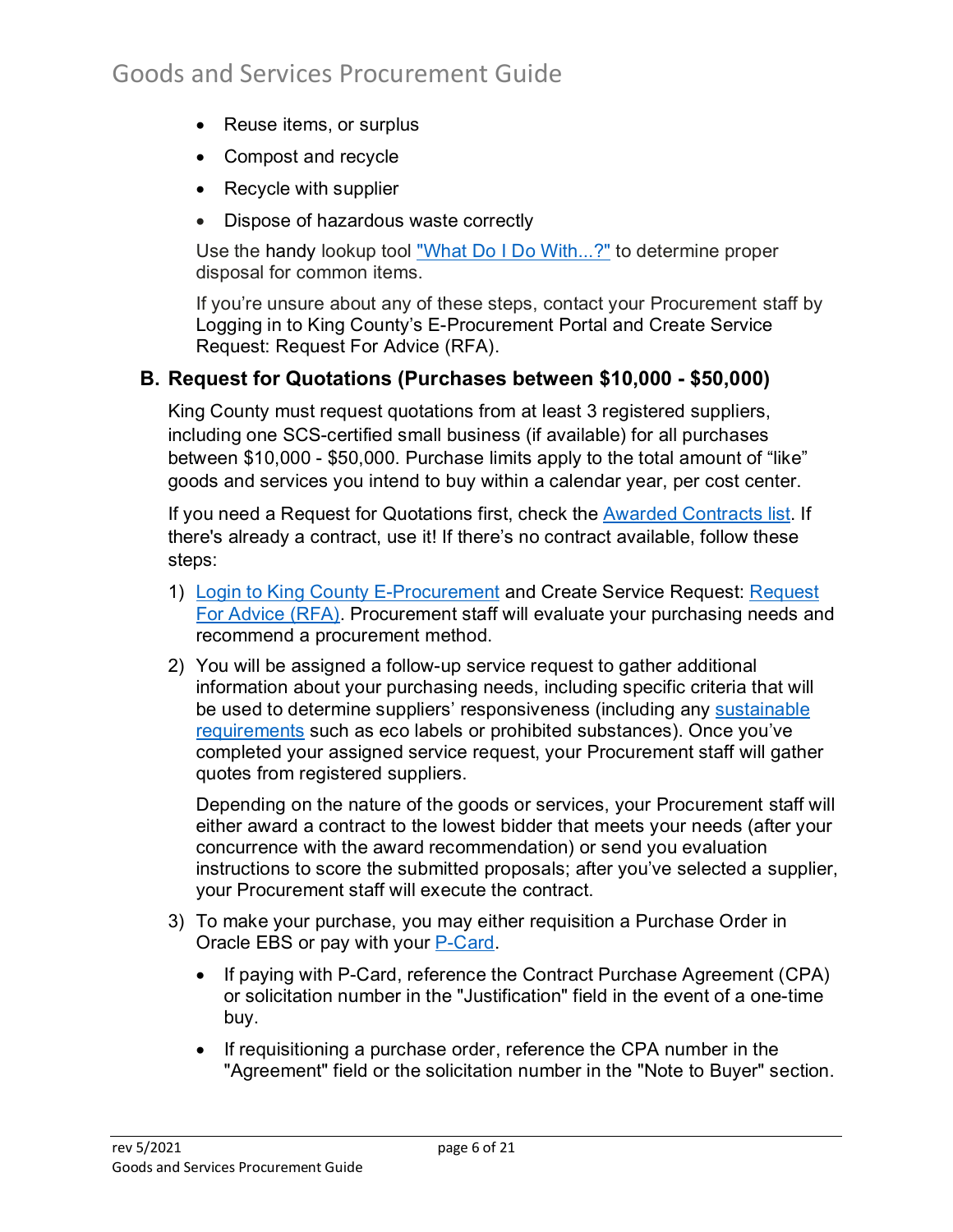- Reuse items, or surplus
- Compost and recycle
- Recycle with supplier
- Dispose of hazardous waste correctly

  Use the handy lookup tool "What Do I Do With...?" to determine proper disposal for common items.

  If you're unsure about any of these steps, contact your Procurement staff by Logging in to King County's E-Procurement Portal and Create Service Request: Request For Advice (RFA).

## B. Request for Quotations (Purchases between $10,000 - $50,000)

King County must request quotations from at least 3 registered suppliers, including one SCS-certified small business (if available) for all purchases between $10,000 - $50,000. Purchase limits apply to the total amount of "like" goods and services you intend to buy within a calendar year, per cost center.

If you need a Request for Quotations first, check the Awarded Contracts list. If there's already a contract, use it! If there's no contract available, follow these steps:

1) Login to King County E-Procurement and Create Service Request: Request For Advice (RFA). Procurement staff will evaluate your purchasing needs and recommend a procurement method.
2) You will be assigned a follow-up service request to gather additional information about your purchasing needs, including specific criteria that will be used to determine suppliers' responsiveness (including any sustainable requirements such as eco labels or prohibited substances). Once you've completed your assigned service request, your Procurement staff will gather quotes from registered suppliers.

   Depending on the nature of the goods or services, your Procurement staff will either award a contract to the lowest bidder that meets your needs (after your concurrence with the award recommendation) or send you evaluation instructions to score the submitted proposals; after you've selected a supplier, your Procurement staff will execute the contract.
3) To make your purchase, you may either requisition a Purchase Order in Oracle EBS or pay with your P-Card.
   - If paying with P-Card, reference the Contract Purchase Agreement (CPA) or solicitation number in the "Justification" field in the event of a one-time buy.
   - If requisitioning a purchase order, reference the CPA number in the "Agreement" field or the solicitation number in the "Note to Buyer" section.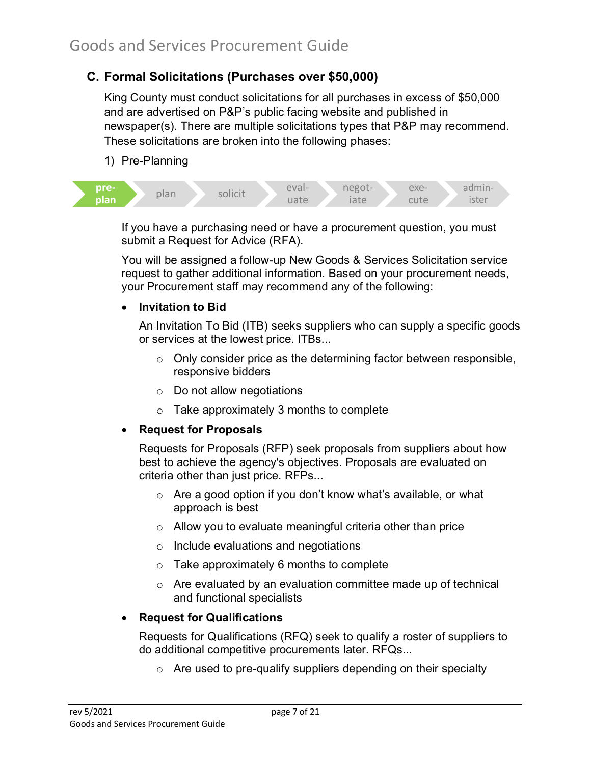## C. Formal Solicitations (Purchases over $50,000)

King County must conduct solicitations for all purchases in excess of $50,000 and are advertised on P&P's public facing website and published in newspaper(s). There are multiple solicitations types that P&P may recommend. These solicitations are broken into the following phases:

1) Pre-Planning

pre-plan → plan → solicit → evaluate → negotiate → execute → administer

If you have a purchasing need or have a procurement question, you must submit a Request for Advice (RFA).

You will be assigned a follow-up New Goods & Services Solicitation service request to gather additional information. Based on your procurement needs, your Procurement staff may recommend any of the following:

- **Invitation to Bid**

  An Invitation To Bid (ITB) seeks suppliers who can supply a specific goods or services at the lowest price. ITBs...

  - Only consider price as the determining factor between responsible, responsive bidders
  - Do not allow negotiations
  - Take approximately 3 months to complete

- **Request for Proposals**

  Requests for Proposals (RFP) seek proposals from suppliers about how best to achieve the agency's objectives. Proposals are evaluated on criteria other than just price. RFPs...

  - Are a good option if you don't know what's available, or what approach is best
  - Allow you to evaluate meaningful criteria other than price
  - Include evaluations and negotiations
  - Take approximately 6 months to complete
  - Are evaluated by an evaluation committee made up of technical and functional specialists

- **Request for Qualifications**

  Requests for Qualifications (RFQ) seek to qualify a roster of suppliers to do additional competitive procurements later. RFQs...

  - Are used to pre-qualify suppliers depending on their specialty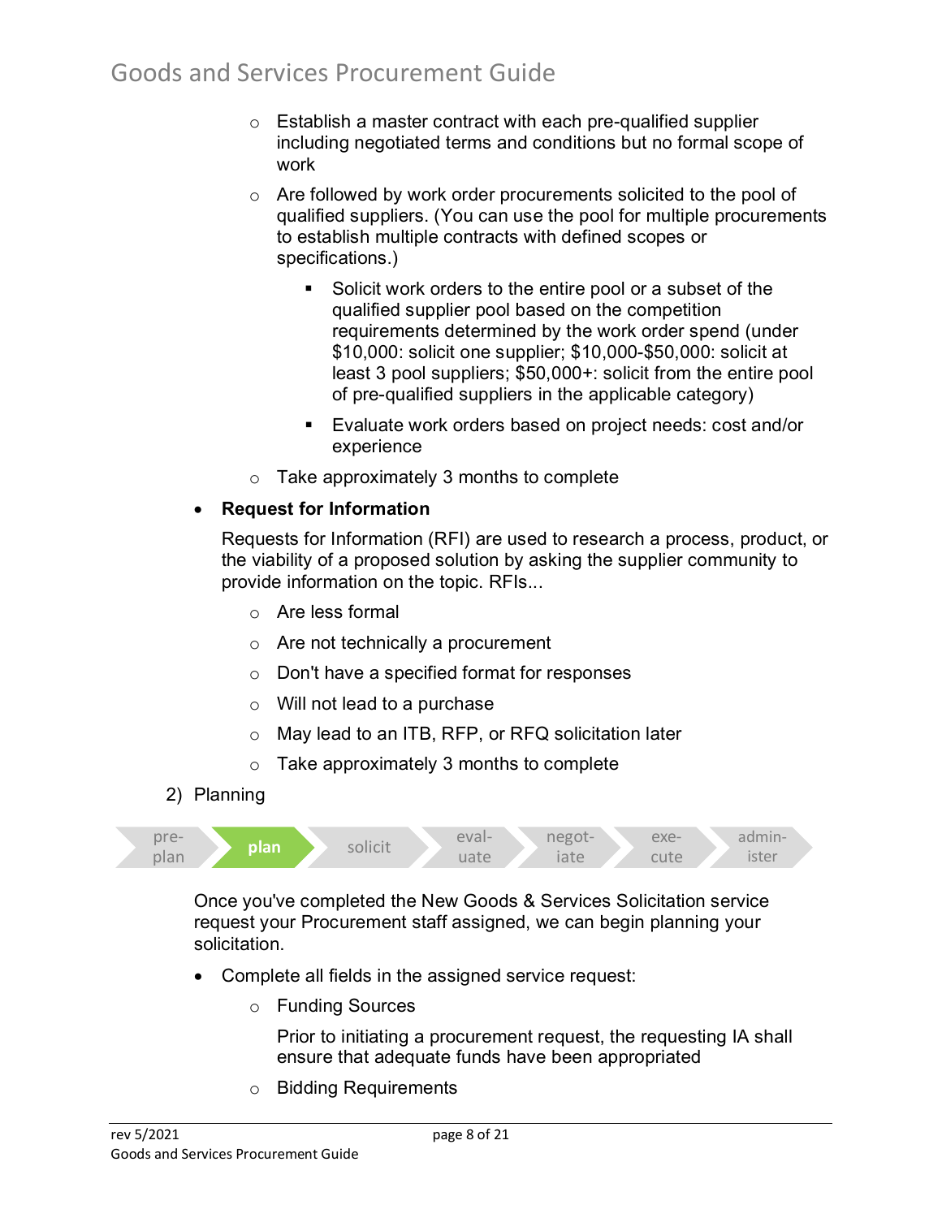- Establish a master contract with each pre-qualified supplier including negotiated terms and conditions but no formal scope of work
  - Are followed by work order procurements solicited to the pool of qualified suppliers. (You can use the pool for multiple procurements to establish multiple contracts with defined scopes or specifications.)
    - Solicit work orders to the entire pool or a subset of the qualified supplier pool based on the competition requirements determined by the work order spend (under $10,000: solicit one supplier; $10,000-$50,000: solicit at least 3 pool suppliers; $50,000+: solicit from the entire pool of pre-qualified suppliers in the applicable category)
    - Evaluate work orders based on project needs: cost and/or experience
  - Take approximately 3 months to complete

- **Request for Information**

  Requests for Information (RFI) are used to research a process, product, or the viability of a proposed solution by asking the supplier community to provide information on the topic. RFIs...

  - Are less formal
  - Are not technically a procurement
  - Don't have a specified format for responses
  - Will not lead to a purchase
  - May lead to an ITB, RFP, or RFQ solicitation later
  - Take approximately 3 months to complete

2) Planning

pre-plan → **plan** → solicit → evaluate → negotiate → execute → administer

Once you've completed the New Goods & Services Solicitation service request your Procurement staff assigned, we can begin planning your solicitation.

- Complete all fields in the assigned service request:
  - Funding Sources

    Prior to initiating a procurement request, the requesting IA shall ensure that adequate funds have been appropriated
  - Bidding Requirements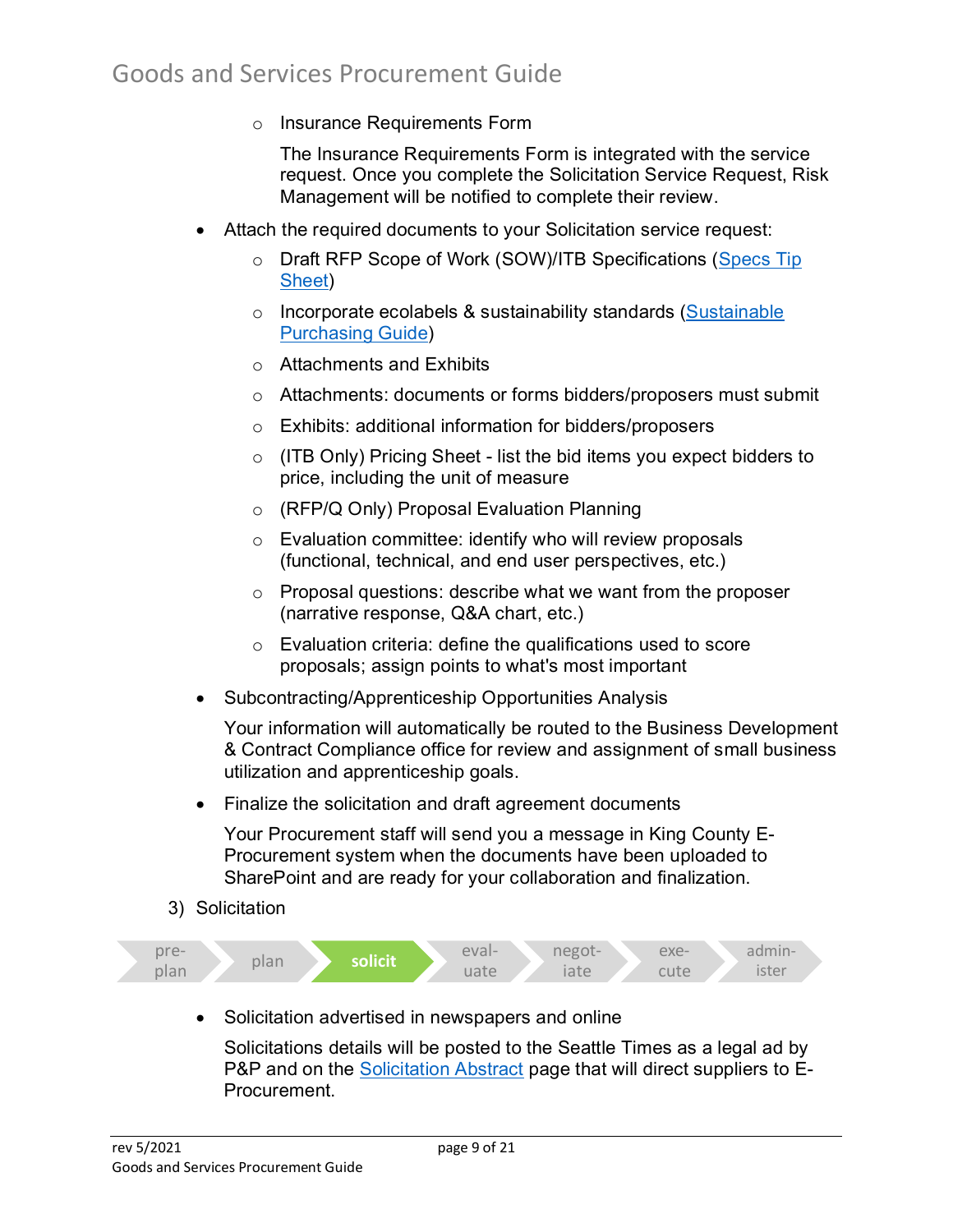- Insurance Requirements Form

    The Insurance Requirements Form is integrated with the service request. Once you complete the Solicitation Service Request, Risk Management will be notified to complete their review.

- Attach the required documents to your Solicitation service request:
  - Draft RFP Scope of Work (SOW)/ITB Specifications (Specs Tip Sheet)
  - Incorporate ecolabels & sustainability standards (Sustainable Purchasing Guide)
  - Attachments and Exhibits
  - Attachments: documents or forms bidders/proposers must submit
  - Exhibits: additional information for bidders/proposers
  - (ITB Only) Pricing Sheet - list the bid items you expect bidders to price, including the unit of measure
  - (RFP/Q Only) Proposal Evaluation Planning
  - Evaluation committee: identify who will review proposals (functional, technical, and end user perspectives, etc.)
  - Proposal questions: describe what we want from the proposer (narrative response, Q&A chart, etc.)
  - Evaluation criteria: define the qualifications used to score proposals; assign points to what's most important
- Subcontracting/Apprenticeship Opportunities Analysis

  Your information will automatically be routed to the Business Development & Contract Compliance office for review and assignment of small business utilization and apprenticeship goals.

- Finalize the solicitation and draft agreement documents

  Your Procurement staff will send you a message in King County E-Procurement system when the documents have been uploaded to SharePoint and are ready for your collaboration and finalization.

3) Solicitation

pre-plan → plan → **solicit** → eval-uate → negot-iate → exe-cute → admin-ister

- Solicitation advertised in newspapers and online

  Solicitations details will be posted to the Seattle Times as a legal ad by P&P and on the Solicitation Abstract page that will direct suppliers to E-Procurement.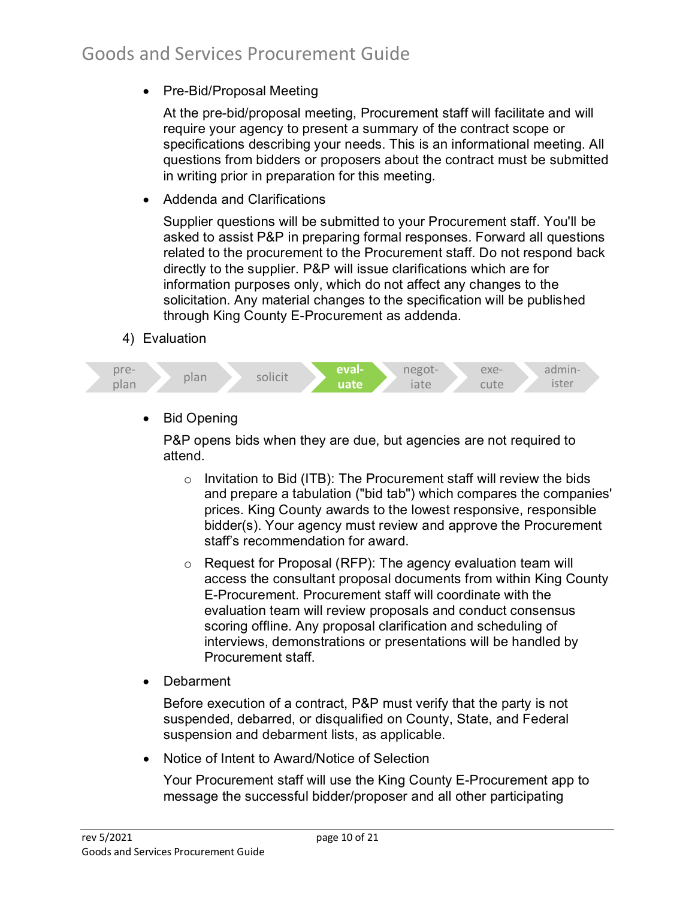- Pre-Bid/Proposal Meeting

  At the pre-bid/proposal meeting, Procurement staff will facilitate and will require your agency to present a summary of the contract scope or specifications describing your needs. This is an informational meeting. All questions from bidders or proposers about the contract must be submitted in writing prior in preparation for this meeting.

- Addenda and Clarifications

  Supplier questions will be submitted to your Procurement staff. You'll be asked to assist P&P in preparing formal responses. Forward all questions related to the procurement to the Procurement staff. Do not respond back directly to the supplier. P&P will issue clarifications which are for information purposes only, which do not affect any changes to the solicitation. Any material changes to the specification will be published through King County E-Procurement as addenda.

4) Evaluation

pre-plan → plan → solicit → **evaluate** → negotiate → execute → administer

- Bid Opening

  P&P opens bids when they are due, but agencies are not required to attend.

  - Invitation to Bid (ITB): The Procurement staff will review the bids and prepare a tabulation ("bid tab") which compares the companies' prices. King County awards to the lowest responsive, responsible bidder(s). Your agency must review and approve the Procurement staff's recommendation for award.
  - Request for Proposal (RFP): The agency evaluation team will access the consultant proposal documents from within King County E-Procurement. Procurement staff will coordinate with the evaluation team will review proposals and conduct consensus scoring offline. Any proposal clarification and scheduling of interviews, demonstrations or presentations will be handled by Procurement staff.

- Debarment

  Before execution of a contract, P&P must verify that the party is not suspended, debarred, or disqualified on County, State, and Federal suspension and debarment lists, as applicable.

- Notice of Intent to Award/Notice of Selection

  Your Procurement staff will use the King County E-Procurement app to message the successful bidder/proposer and all other participating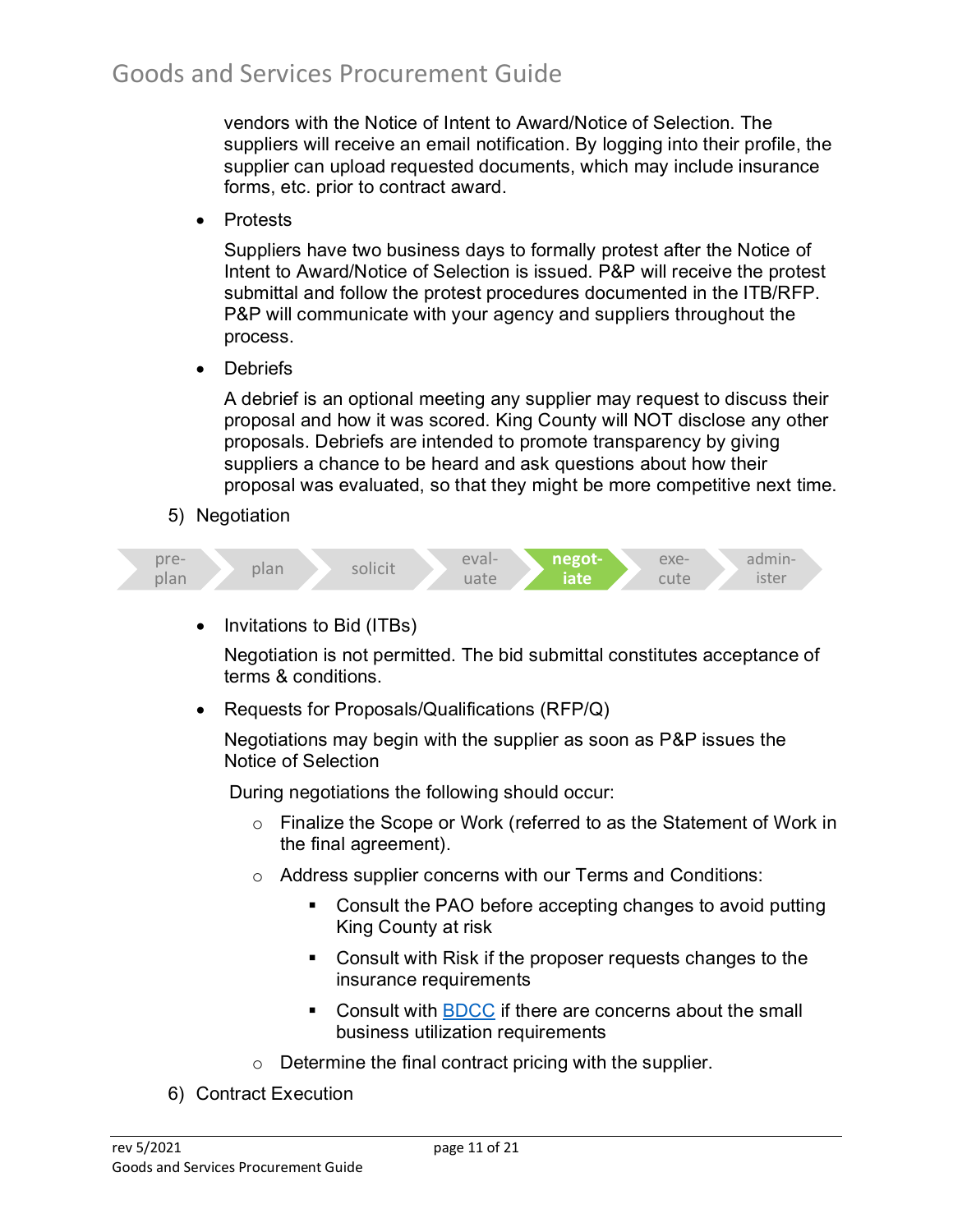vendors with the Notice of Intent to Award/Notice of Selection. The suppliers will receive an email notification. By logging into their profile, the supplier can upload requested documents, which may include insurance forms, etc. prior to contract award.

- Protests

  Suppliers have two business days to formally protest after the Notice of Intent to Award/Notice of Selection is issued. P&P will receive the protest submittal and follow the protest procedures documented in the ITB/RFP. P&P will communicate with your agency and suppliers throughout the process.

- Debriefs

  A debrief is an optional meeting any supplier may request to discuss their proposal and how it was scored. King County will NOT disclose any other proposals. Debriefs are intended to promote transparency by giving suppliers a chance to be heard and ask questions about how their proposal was evaluated, so that they might be more competitive next time.

5) Negotiation

pre-plan → plan → solicit → evaluate → **negotiate** → execute → administer

- Invitations to Bid (ITBs)

  Negotiation is not permitted. The bid submittal constitutes acceptance of terms & conditions.

- Requests for Proposals/Qualifications (RFP/Q)

  Negotiations may begin with the supplier as soon as P&P issues the Notice of Selection

  During negotiations the following should occur:

  - Finalize the Scope or Work (referred to as the Statement of Work in the final agreement).
  - Address supplier concerns with our Terms and Conditions:
    - Consult the PAO before accepting changes to avoid putting King County at risk
    - Consult with Risk if the proposer requests changes to the insurance requirements
    - Consult with BDCC if there are concerns about the small business utilization requirements
  - Determine the final contract pricing with the supplier.

6) Contract Execution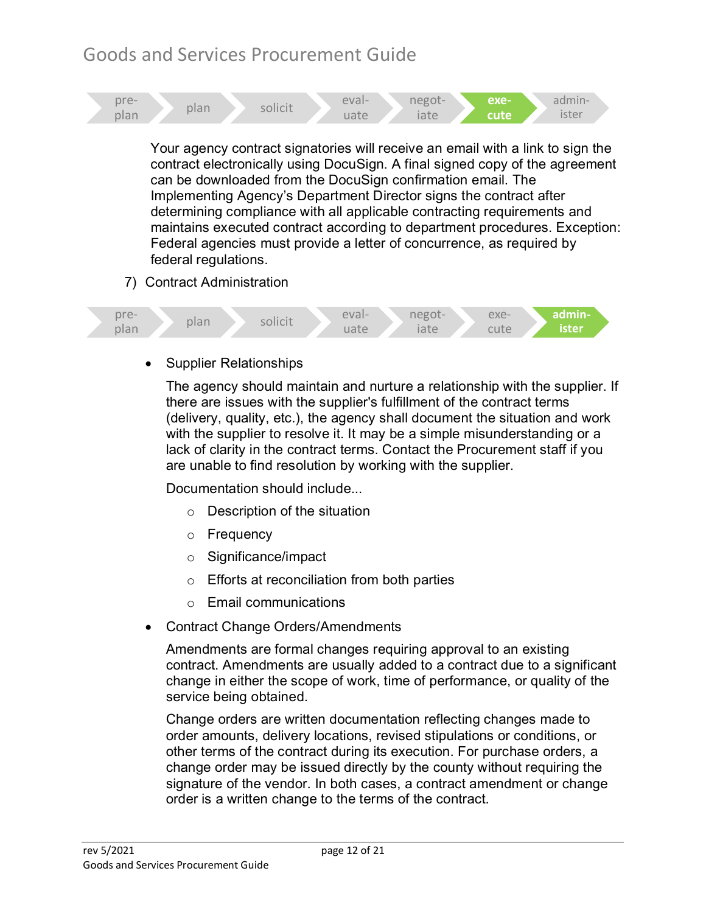pre-plan | plan | solicit | eval-uate | negot-iate | **exe-cute** | admin-ister

Your agency contract signatories will receive an email with a link to sign the contract electronically using DocuSign. A final signed copy of the agreement can be downloaded from the DocuSign confirmation email. The Implementing Agency's Department Director signs the contract after determining compliance with all applicable contracting requirements and maintains executed contract according to department procedures. Exception: Federal agencies must provide a letter of concurrence, as required by federal regulations.

7) Contract Administration

pre-plan | plan | solicit | eval-uate | negot-iate | exe-cute | **admin-ister**

- Supplier Relationships

  The agency should maintain and nurture a relationship with the supplier. If there are issues with the supplier's fulfillment of the contract terms (delivery, quality, etc.), the agency shall document the situation and work with the supplier to resolve it. It may be a simple misunderstanding or a lack of clarity in the contract terms. Contact the Procurement staff if you are unable to find resolution by working with the supplier.

  Documentation should include...

  - Description of the situation
  - Frequency
  - Significance/impact
  - Efforts at reconciliation from both parties
  - Email communications

- Contract Change Orders/Amendments

  Amendments are formal changes requiring approval to an existing contract. Amendments are usually added to a contract due to a significant change in either the scope of work, time of performance, or quality of the service being obtained.

  Change orders are written documentation reflecting changes made to order amounts, delivery locations, revised stipulations or conditions, or other terms of the contract during its execution. For purchase orders, a change order may be issued directly by the county without requiring the signature of the vendor. In both cases, a contract amendment or change order is a written change to the terms of the contract.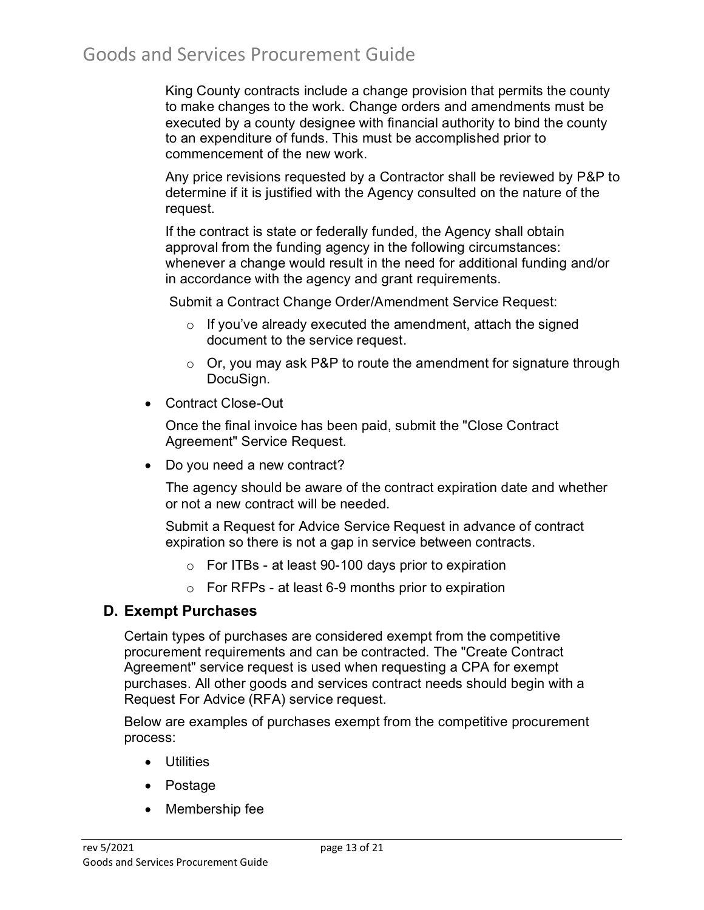King County contracts include a change provision that permits the county to make changes to the work. Change orders and amendments must be executed by a county designee with financial authority to bind the county to an expenditure of funds. This must be accomplished prior to commencement of the new work.

Any price revisions requested by a Contractor shall be reviewed by P&P to determine if it is justified with the Agency consulted on the nature of the request.

If the contract is state or federally funded, the Agency shall obtain approval from the funding agency in the following circumstances: whenever a change would result in the need for additional funding and/or in accordance with the agency and grant requirements.

Submit a Contract Change Order/Amendment Service Request:

- If you've already executed the amendment, attach the signed document to the service request.
- Or, you may ask P&P to route the amendment for signature through DocuSign.

- Contract Close-Out

  Once the final invoice has been paid, submit the "Close Contract Agreement" Service Request.

- Do you need a new contract?

  The agency should be aware of the contract expiration date and whether or not a new contract will be needed.

  Submit a Request for Advice Service Request in advance of contract expiration so there is not a gap in service between contracts.

  - For ITBs - at least 90-100 days prior to expiration
  - For RFPs - at least 6-9 months prior to expiration

### D. Exempt Purchases

Certain types of purchases are considered exempt from the competitive procurement requirements and can be contracted. The "Create Contract Agreement" service request is used when requesting a CPA for exempt purchases. All other goods and services contract needs should begin with a Request For Advice (RFA) service request.

Below are examples of purchases exempt from the competitive procurement process:

- Utilities
- Postage
- Membership fee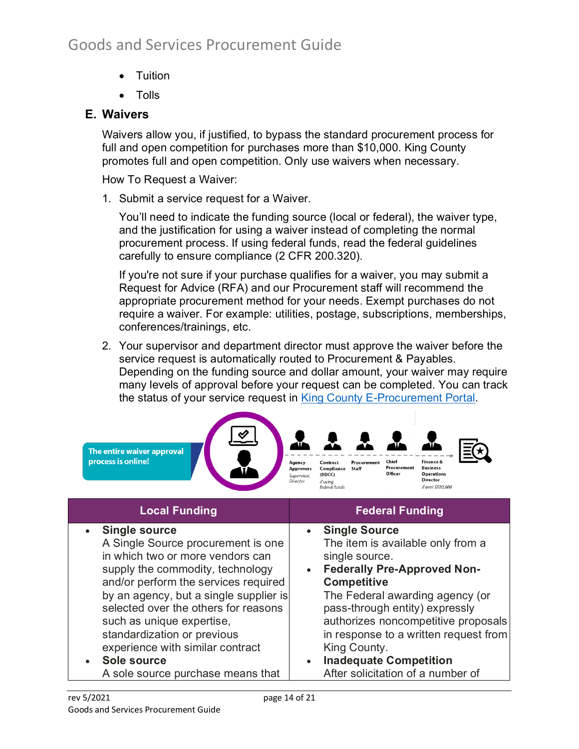- Tuition
- Tolls

## E. Waivers

Waivers allow you, if justified, to bypass the standard procurement process for full and open competition for purchases more than $10,000. King County promotes full and open competition. Only use waivers when necessary.

How To Request a Waiver:

1. Submit a service request for a Waiver.

   You'll need to indicate the funding source (local or federal), the waiver type, and the justification for using a waiver instead of completing the normal procurement process. If using federal funds, read the federal guidelines carefully to ensure compliance (2 CFR 200.320).

   If you're not sure if your purchase qualifies for a waiver, you may submit a Request for Advice (RFA) and our Procurement staff will recommend the appropriate procurement method for your needs. Exempt purchases do not require a waiver. For example: utilities, postage, subscriptions, memberships, conferences/trainings, etc.

2. Your supervisor and department director must approve the waiver before the service request is automatically routed to Procurement & Payables. Depending on the funding source and dollar amount, your waiver may require many levels of approval before your request can be completed. You can track the status of your service request in [King County E-Procurement Portal](King County E-Procurement Portal).

The entire waiver approval process is online!

Agency Approvers *Supervisor, Director* → Contract Compliance (BDCC) *if using federal funds* → Procurement Staff → Chief Procurement Officer → Finance & Business Operations Director *if over $500,000*

| Local Funding | Federal Funding |
| --- | --- |
| • **Single source** A Single Source procurement is one in which two or more vendors can supply the commodity, technology and/or perform the services required by an agency, but a single supplier is selected over the others for reasons such as unique expertise, standardization or previous experience with similar contract • **Sole source** A sole source purchase means that | • **Single Source** The item is available only from a single source. • **Federally Pre-Approved Non-Competitive** The Federal awarding agency (or pass-through entity) expressly authorizes noncompetitive proposals in response to a written request from King County. • **Inadequate Competition** After solicitation of a number of |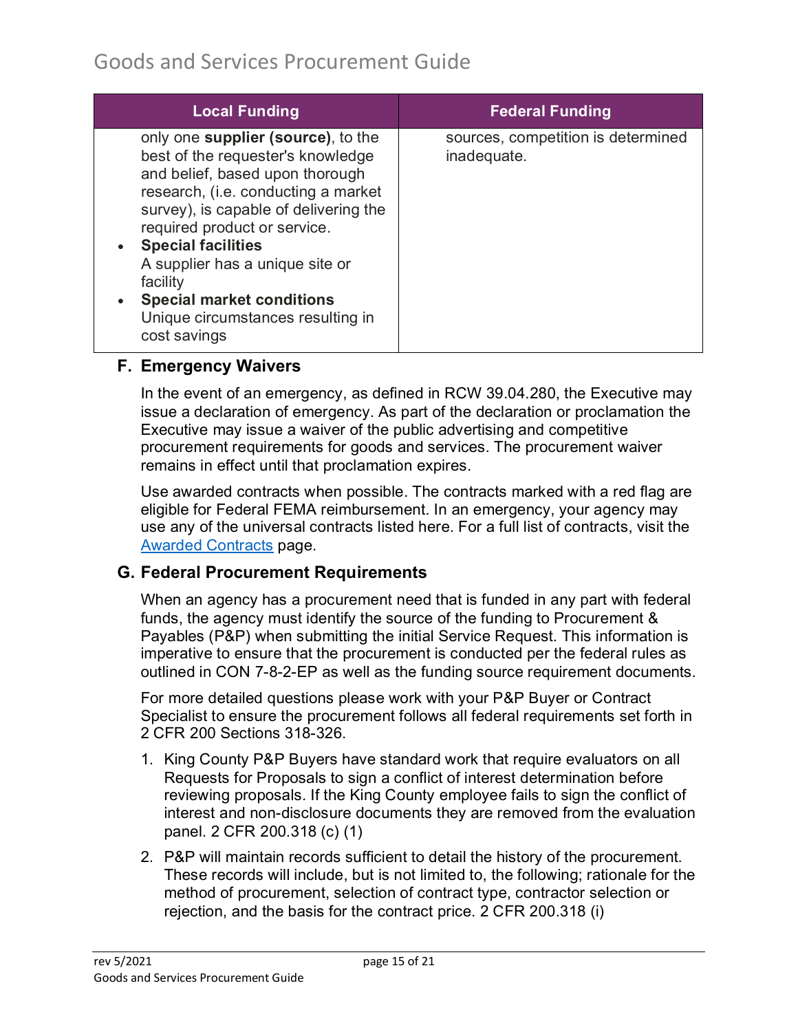| Local Funding | Federal Funding |
| --- | --- |
| only one **supplier (source)**, to the best of the requester's knowledge and belief, based upon thorough research, (i.e. conducting a market survey), is capable of delivering the required product or service.<br>• **Special facilities**<br>A supplier has a unique site or facility<br>• **Special market conditions**<br>Unique circumstances resulting in cost savings | sources, competition is determined inadequate. |

### F. Emergency Waivers

In the event of an emergency, as defined in RCW 39.04.280, the Executive may issue a declaration of emergency. As part of the declaration or proclamation the Executive may issue a waiver of the public advertising and competitive procurement requirements for goods and services. The procurement waiver remains in effect until that proclamation expires.

Use awarded contracts when possible. The contracts marked with a red flag are eligible for Federal FEMA reimbursement. In an emergency, your agency may use any of the universal contracts listed here. For a full list of contracts, visit the Awarded Contracts page.

### G. Federal Procurement Requirements

When an agency has a procurement need that is funded in any part with federal funds, the agency must identify the source of the funding to Procurement & Payables (P&P) when submitting the initial Service Request. This information is imperative to ensure that the procurement is conducted per the federal rules as outlined in CON 7-8-2-EP as well as the funding source requirement documents.

For more detailed questions please work with your P&P Buyer or Contract Specialist to ensure the procurement follows all federal requirements set forth in 2 CFR 200 Sections 318-326.

1. King County P&P Buyers have standard work that require evaluators on all Requests for Proposals to sign a conflict of interest determination before reviewing proposals. If the King County employee fails to sign the conflict of interest and non-disclosure documents they are removed from the evaluation panel. 2 CFR 200.318 (c) (1)
2. P&P will maintain records sufficient to detail the history of the procurement. These records will include, but is not limited to, the following; rationale for the method of procurement, selection of contract type, contractor selection or rejection, and the basis for the contract price. 2 CFR 200.318 (i)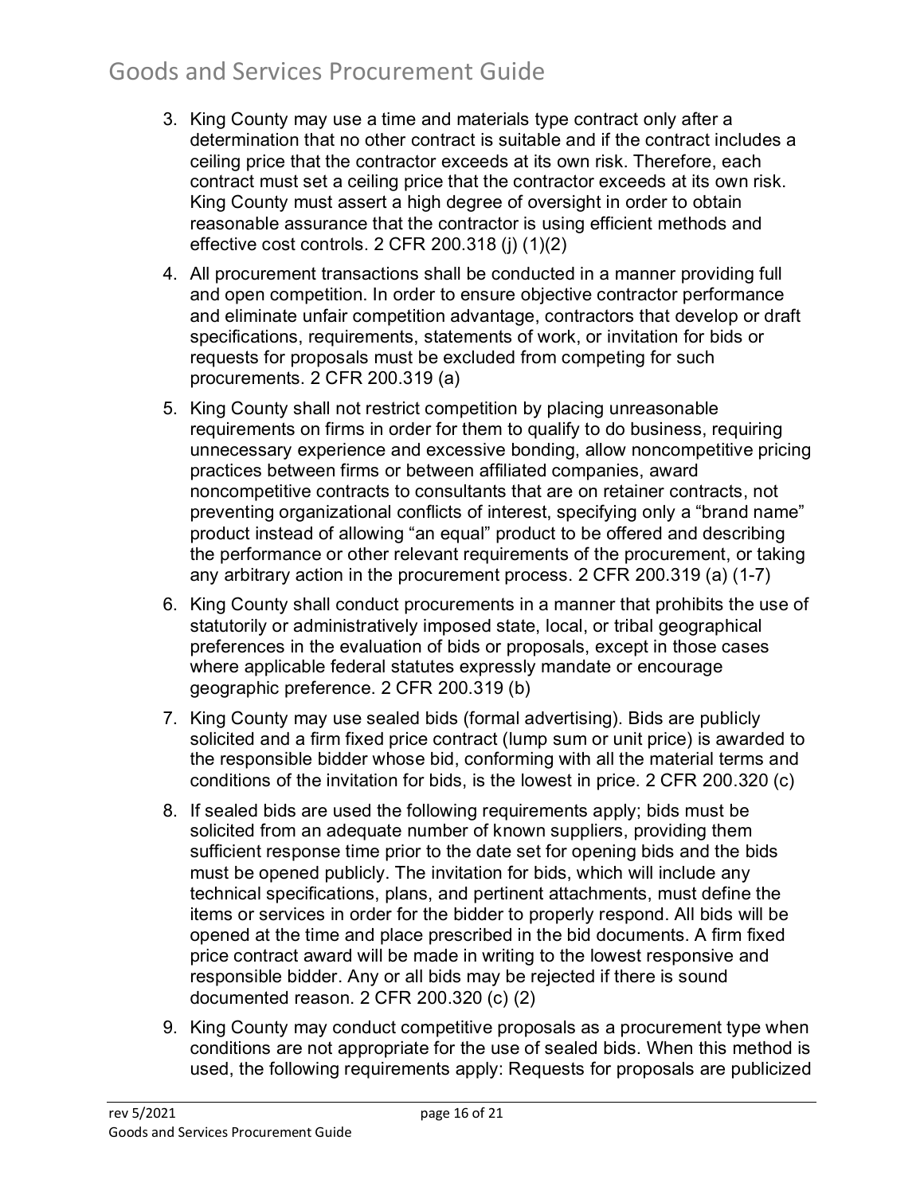3. King County may use a time and materials type contract only after a determination that no other contract is suitable and if the contract includes a ceiling price that the contractor exceeds at its own risk. Therefore, each contract must set a ceiling price that the contractor exceeds at its own risk. King County must assert a high degree of oversight in order to obtain reasonable assurance that the contractor is using efficient methods and effective cost controls. 2 CFR 200.318 (j) (1)(2)
4. All procurement transactions shall be conducted in a manner providing full and open competition. In order to ensure objective contractor performance and eliminate unfair competition advantage, contractors that develop or draft specifications, requirements, statements of work, or invitation for bids or requests for proposals must be excluded from competing for such procurements. 2 CFR 200.319 (a)
5. King County shall not restrict competition by placing unreasonable requirements on firms in order for them to qualify to do business, requiring unnecessary experience and excessive bonding, allow noncompetitive pricing practices between firms or between affiliated companies, award noncompetitive contracts to consultants that are on retainer contracts, not preventing organizational conflicts of interest, specifying only a "brand name" product instead of allowing "an equal" product to be offered and describing the performance or other relevant requirements of the procurement, or taking any arbitrary action in the procurement process. 2 CFR 200.319 (a) (1-7)
6. King County shall conduct procurements in a manner that prohibits the use of statutorily or administratively imposed state, local, or tribal geographical preferences in the evaluation of bids or proposals, except in those cases where applicable federal statutes expressly mandate or encourage geographic preference. 2 CFR 200.319 (b)
7. King County may use sealed bids (formal advertising). Bids are publicly solicited and a firm fixed price contract (lump sum or unit price) is awarded to the responsible bidder whose bid, conforming with all the material terms and conditions of the invitation for bids, is the lowest in price. 2 CFR 200.320 (c)
8. If sealed bids are used the following requirements apply; bids must be solicited from an adequate number of known suppliers, providing them sufficient response time prior to the date set for opening bids and the bids must be opened publicly. The invitation for bids, which will include any technical specifications, plans, and pertinent attachments, must define the items or services in order for the bidder to properly respond. All bids will be opened at the time and place prescribed in the bid documents. A firm fixed price contract award will be made in writing to the lowest responsive and responsible bidder. Any or all bids may be rejected if there is sound documented reason. 2 CFR 200.320 (c) (2)
9. King County may conduct competitive proposals as a procurement type when conditions are not appropriate for the use of sealed bids. When this method is used, the following requirements apply: Requests for proposals are publicized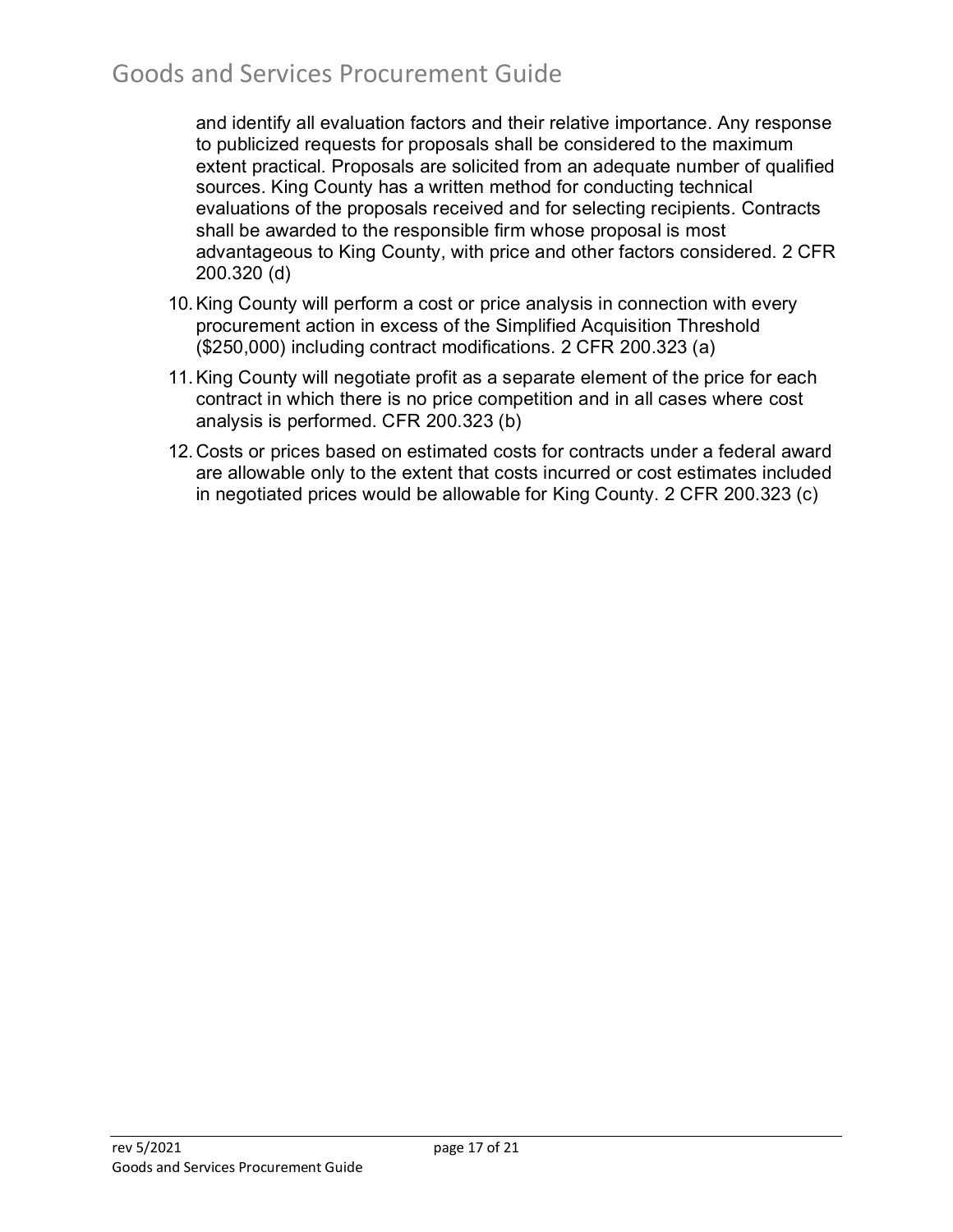and identify all evaluation factors and their relative importance. Any response to publicized requests for proposals shall be considered to the maximum extent practical. Proposals are solicited from an adequate number of qualified sources. King County has a written method for conducting technical evaluations of the proposals received and for selecting recipients. Contracts shall be awarded to the responsible firm whose proposal is most advantageous to King County, with price and other factors considered. 2 CFR 200.320 (d)

10. King County will perform a cost or price analysis in connection with every procurement action in excess of the Simplified Acquisition Threshold ($250,000) including contract modifications. 2 CFR 200.323 (a)
11. King County will negotiate profit as a separate element of the price for each contract in which there is no price competition and in all cases where cost analysis is performed. CFR 200.323 (b)
12. Costs or prices based on estimated costs for contracts under a federal award are allowable only to the extent that costs incurred or cost estimates included in negotiated prices would be allowable for King County. 2 CFR 200.323 (c)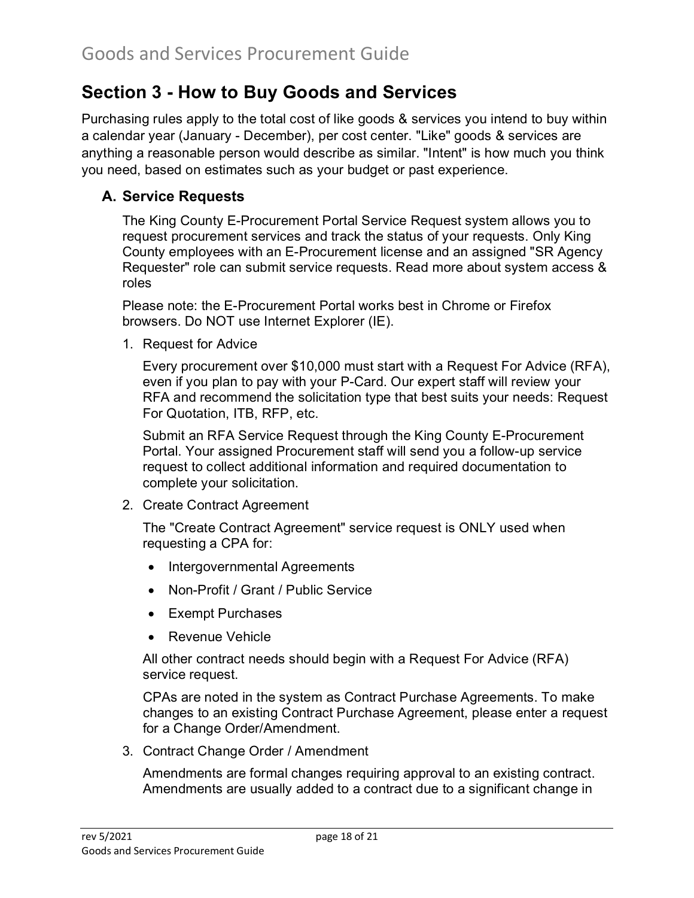## Section 3 - How to Buy Goods and Services

Purchasing rules apply to the total cost of like goods & services you intend to buy within a calendar year (January - December), per cost center. "Like" goods & services are anything a reasonable person would describe as similar. "Intent" is how much you think you need, based on estimates such as your budget or past experience.

### A. Service Requests

The King County E-Procurement Portal Service Request system allows you to request procurement services and track the status of your requests. Only King County employees with an E-Procurement license and an assigned "SR Agency Requester" role can submit service requests. Read more about system access & roles

Please note: the E-Procurement Portal works best in Chrome or Firefox browsers. Do NOT use Internet Explorer (IE).

1. Request for Advice

   Every procurement over $10,000 must start with a Request For Advice (RFA), even if you plan to pay with your P-Card. Our expert staff will review your RFA and recommend the solicitation type that best suits your needs: Request For Quotation, ITB, RFP, etc.

   Submit an RFA Service Request through the King County E-Procurement Portal. Your assigned Procurement staff will send you a follow-up service request to collect additional information and required documentation to complete your solicitation.

2. Create Contract Agreement

   The "Create Contract Agreement" service request is ONLY used when requesting a CPA for:

   - Intergovernmental Agreements
   - Non-Profit / Grant / Public Service
   - Exempt Purchases
   - Revenue Vehicle

   All other contract needs should begin with a Request For Advice (RFA) service request.

   CPAs are noted in the system as Contract Purchase Agreements. To make changes to an existing Contract Purchase Agreement, please enter a request for a Change Order/Amendment.

3. Contract Change Order / Amendment

   Amendments are formal changes requiring approval to an existing contract. Amendments are usually added to a contract due to a significant change in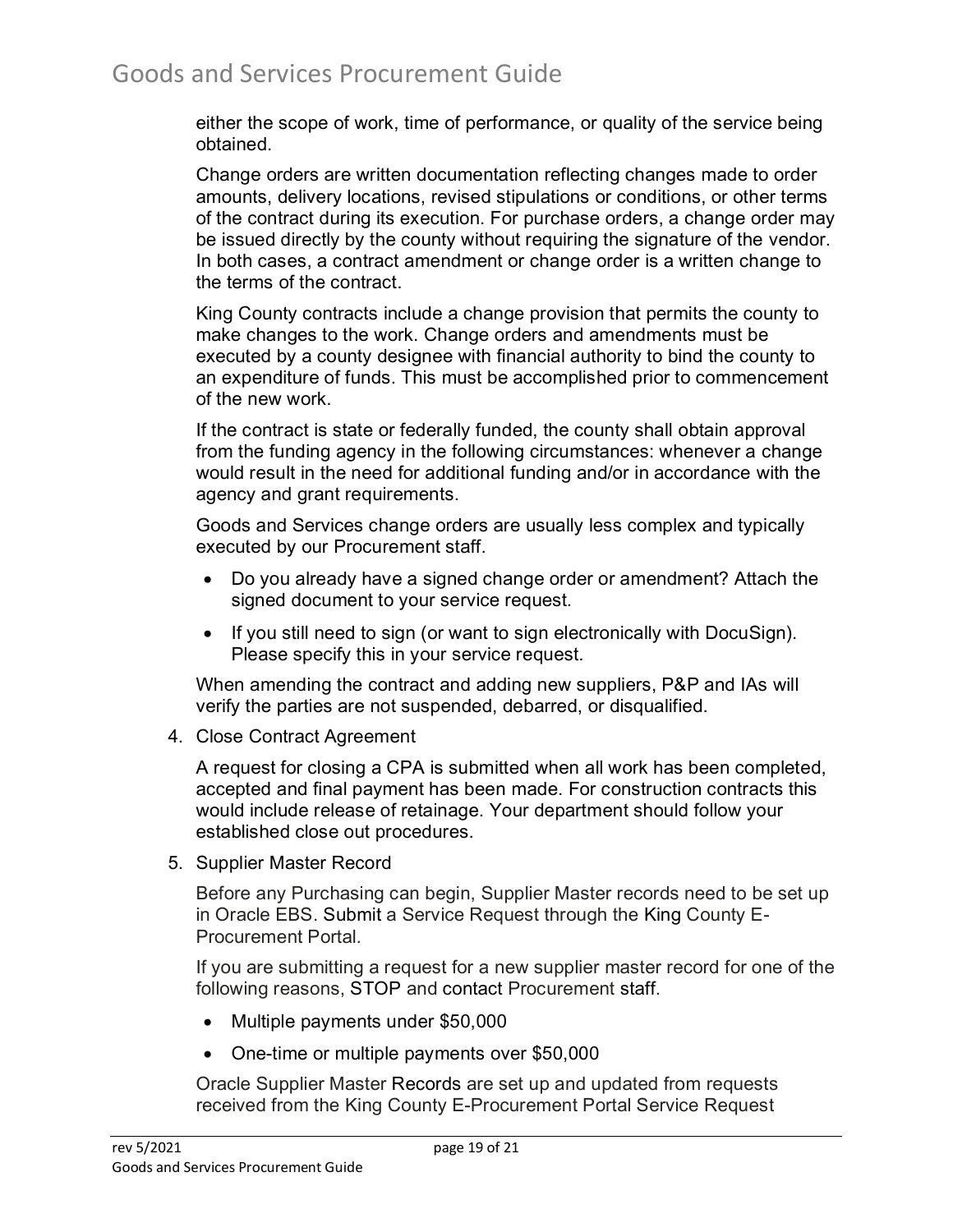either the scope of work, time of performance, or quality of the service being obtained.

Change orders are written documentation reflecting changes made to order amounts, delivery locations, revised stipulations or conditions, or other terms of the contract during its execution. For purchase orders, a change order may be issued directly by the county without requiring the signature of the vendor. In both cases, a contract amendment or change order is a written change to the terms of the contract.

King County contracts include a change provision that permits the county to make changes to the work. Change orders and amendments must be executed by a county designee with financial authority to bind the county to an expenditure of funds. This must be accomplished prior to commencement of the new work.

If the contract is state or federally funded, the county shall obtain approval from the funding agency in the following circumstances: whenever a change would result in the need for additional funding and/or in accordance with the agency and grant requirements.

Goods and Services change orders are usually less complex and typically executed by our Procurement staff.

- Do you already have a signed change order or amendment? Attach the signed document to your service request.
- If you still need to sign (or want to sign electronically with DocuSign). Please specify this in your service request.

When amending the contract and adding new suppliers, P&P and IAs will verify the parties are not suspended, debarred, or disqualified.

4. Close Contract Agreement

   A request for closing a CPA is submitted when all work has been completed, accepted and final payment has been made. For construction contracts this would include release of retainage. Your department should follow your established close out procedures.

5. Supplier Master Record

   Before any Purchasing can begin, Supplier Master records need to be set up in Oracle EBS. Submit a Service Request through the King County E-Procurement Portal.

   If you are submitting a request for a new supplier master record for one of the following reasons, STOP and contact Procurement staff.

   - Multiple payments under $50,000
   - One-time or multiple payments over $50,000

   Oracle Supplier Master Records are set up and updated from requests received from the King County E-Procurement Portal Service Request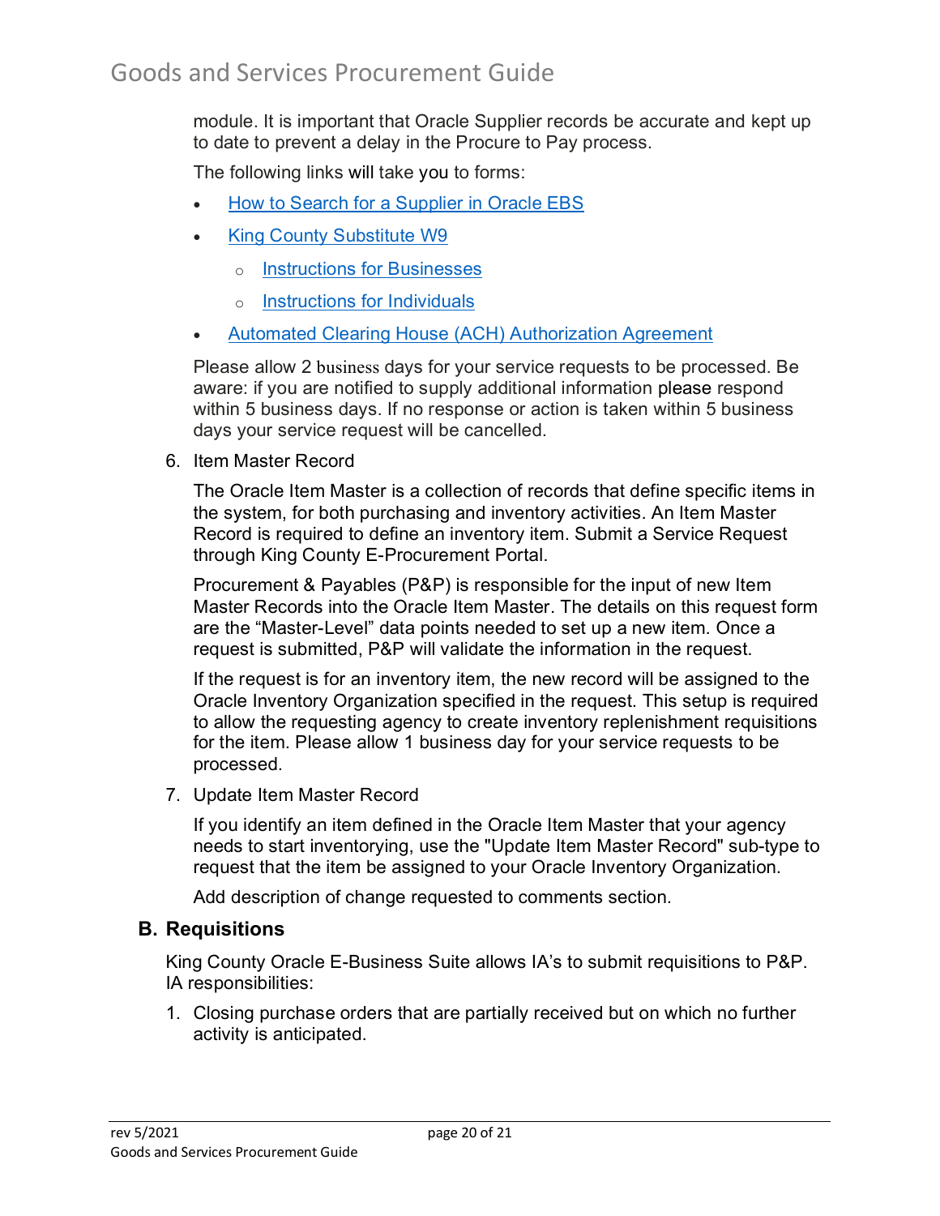module. It is important that Oracle Supplier records be accurate and kept up to date to prevent a delay in the Procure to Pay process.

The following links will take you to forms:

- How to Search for a Supplier in Oracle EBS
- King County Substitute W9
  - Instructions for Businesses
  - Instructions for Individuals
- Automated Clearing House (ACH) Authorization Agreement

Please allow 2 business days for your service requests to be processed. Be aware: if you are notified to supply additional information please respond within 5 business days. If no response or action is taken within 5 business days your service request will be cancelled.

6. Item Master Record

   The Oracle Item Master is a collection of records that define specific items in the system, for both purchasing and inventory activities. An Item Master Record is required to define an inventory item. Submit a Service Request through King County E-Procurement Portal.

   Procurement & Payables (P&P) is responsible for the input of new Item Master Records into the Oracle Item Master. The details on this request form are the "Master-Level" data points needed to set up a new item. Once a request is submitted, P&P will validate the information in the request.

   If the request is for an inventory item, the new record will be assigned to the Oracle Inventory Organization specified in the request. This setup is required to allow the requesting agency to create inventory replenishment requisitions for the item. Please allow 1 business day for your service requests to be processed.

7. Update Item Master Record

   If you identify an item defined in the Oracle Item Master that your agency needs to start inventorying, use the "Update Item Master Record" sub-type to request that the item be assigned to your Oracle Inventory Organization.

   Add description of change requested to comments section.

## B. Requisitions

King County Oracle E-Business Suite allows IA's to submit requisitions to P&P. IA responsibilities:

1. Closing purchase orders that are partially received but on which no further activity is anticipated.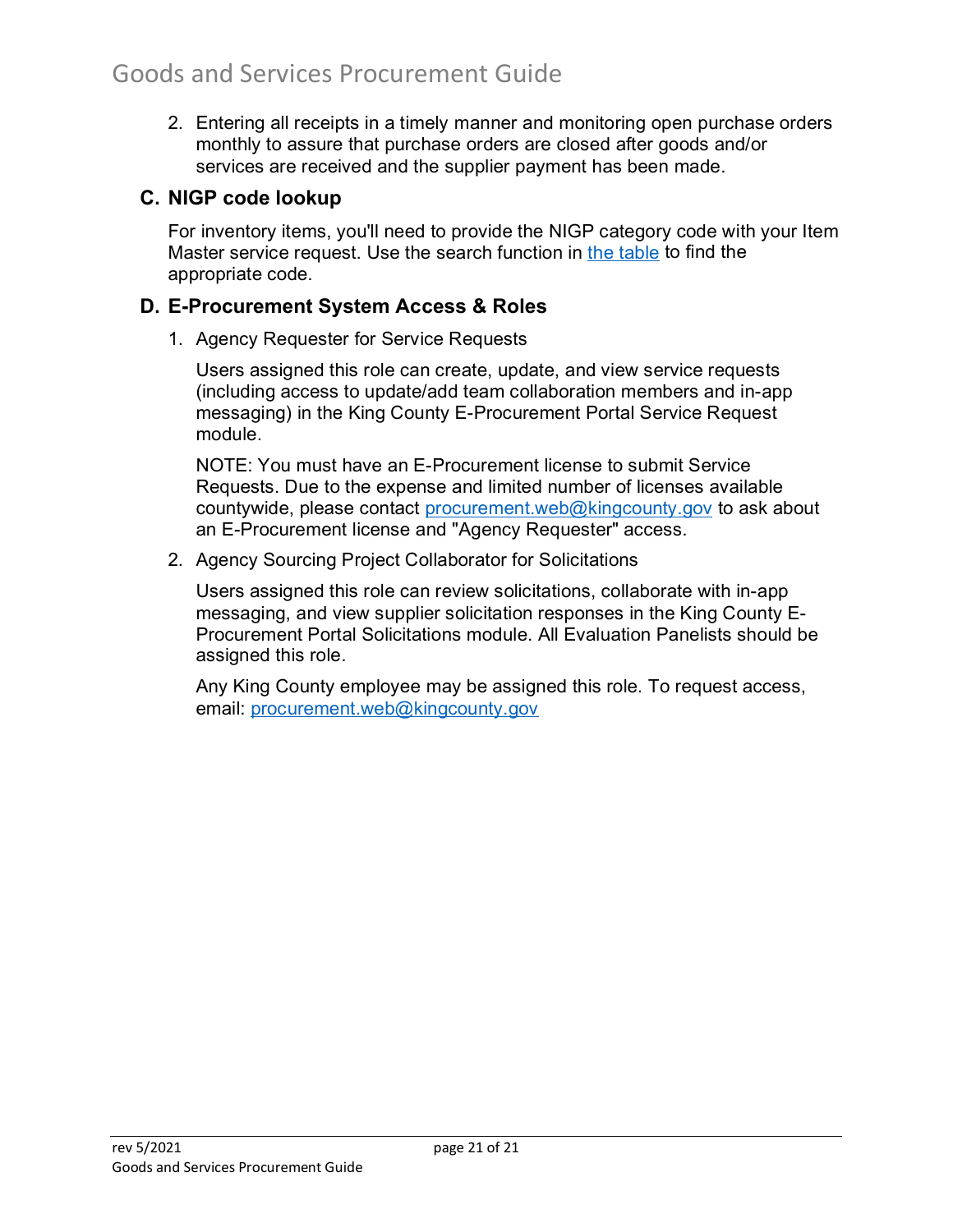2. Entering all receipts in a timely manner and monitoring open purchase orders monthly to assure that purchase orders are closed after goods and/or services are received and the supplier payment has been made.

### C. NIGP code lookup

For inventory items, you'll need to provide the NIGP category code with your Item Master service request. Use the search function in the table to find the appropriate code.

### D. E-Procurement System Access & Roles

1. Agency Requester for Service Requests

   Users assigned this role can create, update, and view service requests (including access to update/add team collaboration members and in-app messaging) in the King County E-Procurement Portal Service Request module.

   NOTE: You must have an E-Procurement license to submit Service Requests. Due to the expense and limited number of licenses available countywide, please contact procurement.web@kingcounty.gov to ask about an E-Procurement license and "Agency Requester" access.

2. Agency Sourcing Project Collaborator for Solicitations

   Users assigned this role can review solicitations, collaborate with in-app messaging, and view supplier solicitation responses in the King County E-Procurement Portal Solicitations module. All Evaluation Panelists should be assigned this role.

   Any King County employee may be assigned this role. To request access, email: procurement.web@kingcounty.gov